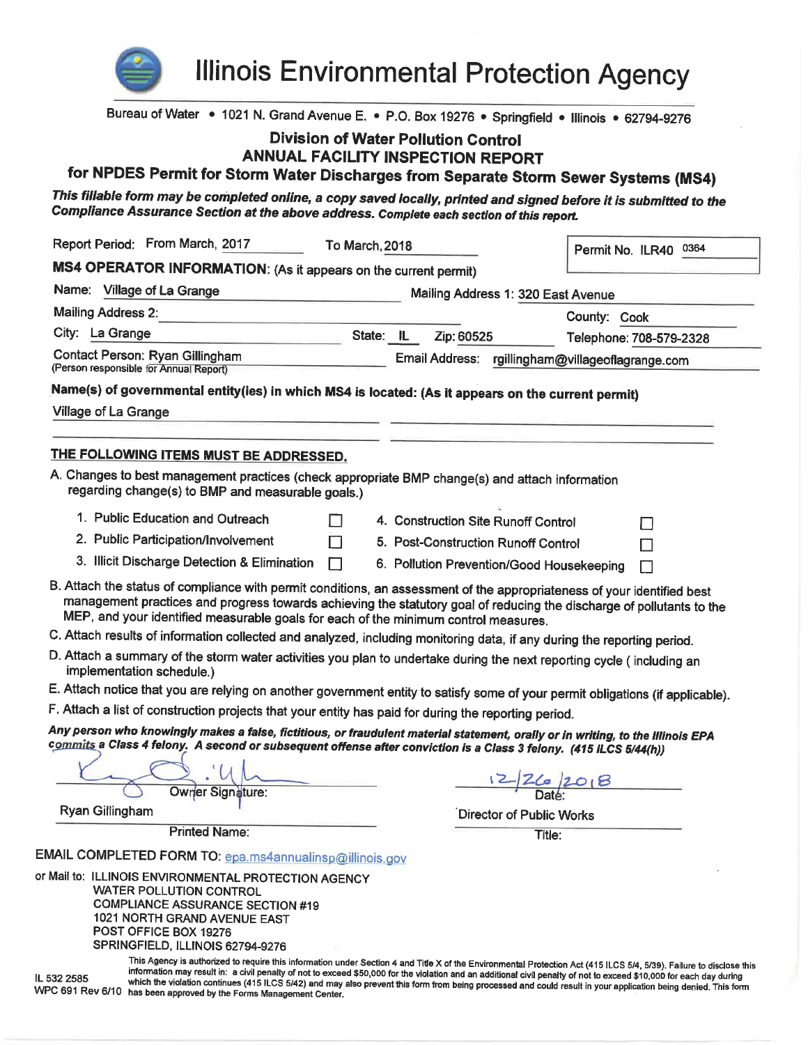# Illinois Environmental Protection Agency

Bureau of Water • 1021 N. Grand Avenue E. • P.O. Box 19276 • Springfield • Illinois • 62794-9276

## Division of Water Pollution Control
## ANNUAL FACILITY INSPECTION REPORT
## for NPDES Permit for Storm Water Discharges from Separate Storm Sewer Systems (MS4)

***This fillable form may be completed online, a copy saved locally, printed and signed before it is submitted to the Compliance Assurance Section at the above address. Complete each section of this report.***

Report Period: From March, 2017 To March, 2018

Permit No. ILR40 0364

**MS4 OPERATOR INFORMATION:** (As it appears on the current permit)

Name: Village of La Grange

Mailing Address 1: 320 East Avenue

Mailing Address 2:

County: Cook

City: La Grange State: IL Zip: 60525

Telephone: 708-579-2328

Contact Person: Ryan Gillingham
(Person responsible for Annual Report)

Email Address: rgillingham@villageoflagrange.com

**Name(s) of governmental entity(ies) in which MS4 is located: (As it appears on the current permit)**

Village of La Grange

**THE FOLLOWING ITEMS MUST BE ADDRESSED.**

A. Changes to best management practices (check appropriate BMP change(s) and attach information regarding change(s) to BMP and measurable goals.)

1. Public Education and Outreach ☐
2. Public Participation/Involvement ☐
3. Illicit Discharge Detection & Elimination ☐
4. Construction Site Runoff Control ☐
5. Post-Construction Runoff Control ☐
6. Pollution Prevention/Good Housekeeping ☐

B. Attach the status of compliance with permit conditions, an assessment of the appropriateness of your identified best management practices and progress towards achieving the statutory goal of reducing the discharge of pollutants to the MEP, and your identified measurable goals for each of the minimum control measures.

C. Attach results of information collected and analyzed, including monitoring data, if any during the reporting period.

D. Attach a summary of the storm water activities you plan to undertake during the next reporting cycle ( including an implementation schedule.)

E. Attach notice that you are relying on another government entity to satisfy some of your permit obligations (if applicable).

F. Attach a list of construction projects that your entity has paid for during the reporting period.

***Any person who knowingly makes a false, fictitious, or fraudulent material statement, orally or in writing, to the Illinois EPA commits a Class 4 felony. A second or subsequent offense after conviction is a Class 3 felony. (415 ILCS 5/44(h))***

Owner Signature: [signature]

Date: 12/26/2018

Ryan Gillingham
Printed Name:

Director of Public Works
Title:

EMAIL COMPLETED FORM TO: epa.ms4annualinsp@illinois.gov

or Mail to: ILLINOIS ENVIRONMENTAL PROTECTION AGENCY
WATER POLLUTION CONTROL
COMPLIANCE ASSURANCE SECTION #19
1021 NORTH GRAND AVENUE EAST
POST OFFICE BOX 19276
SPRINGFIELD, ILLINOIS 62794-9276

IL 532 2585
WPC 691 Rev 6/10

This Agency is authorized to require this information under Section 4 and Title X of the Environmental Protection Act (415 ILCS 5/4, 5/39). Failure to disclose this information may result in: a civil penalty of not to exceed $50,000 for the violation and an additional civil penalty of not to exceed $10,000 for each day during which the violation continues (415 ILCS 5/42) and may also prevent this form from being processed and could result in your application being denied. This form has been approved by the Forms Management Center.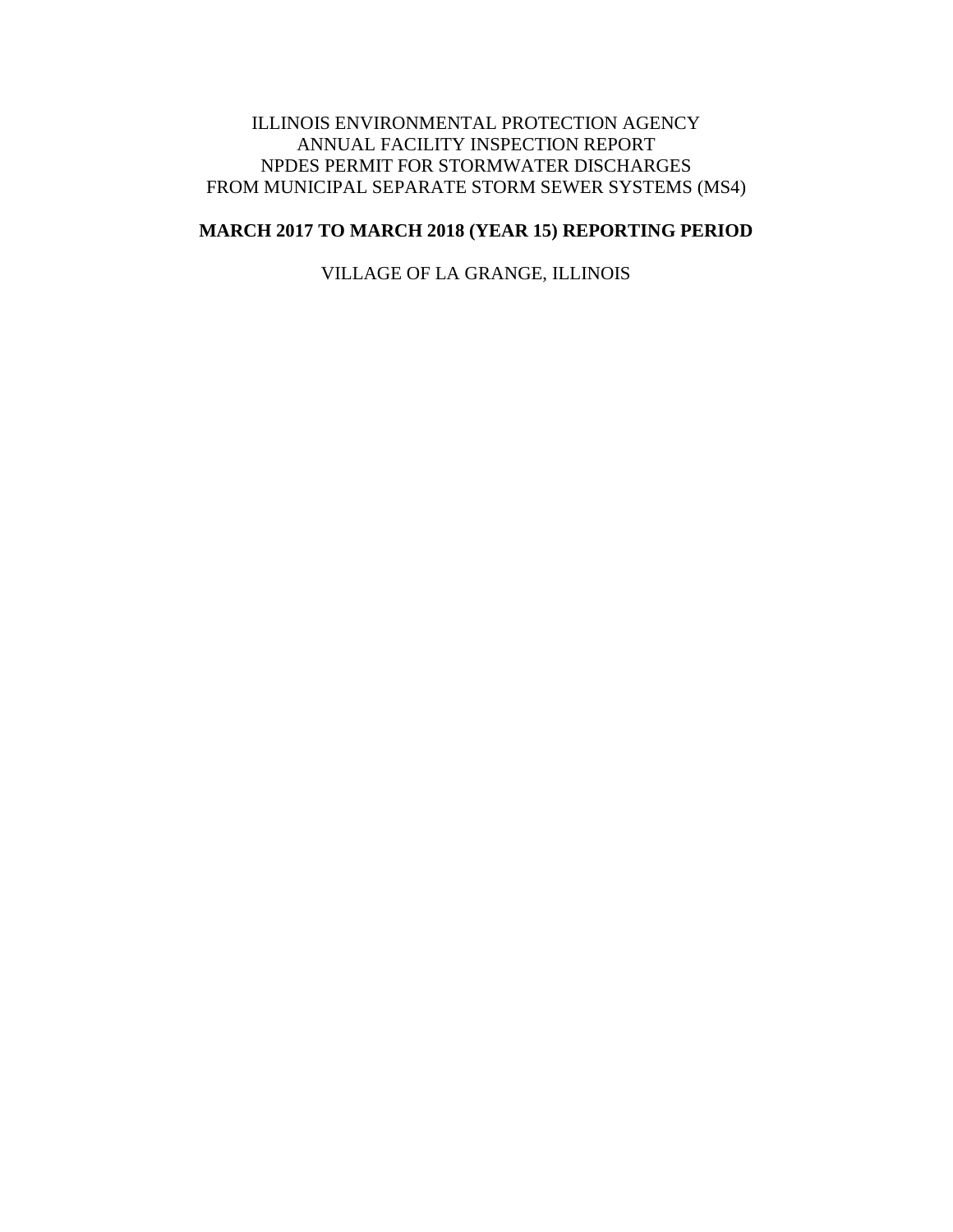ILLINOIS ENVIRONMENTAL PROTECTION AGENCY
ANNUAL FACILITY INSPECTION REPORT
NPDES PERMIT FOR STORMWATER DISCHARGES
FROM MUNICIPAL SEPARATE STORM SEWER SYSTEMS (MS4)

**MARCH 2017 TO MARCH 2018 (YEAR 15) REPORTING PERIOD**

VILLAGE OF LA GRANGE, ILLINOIS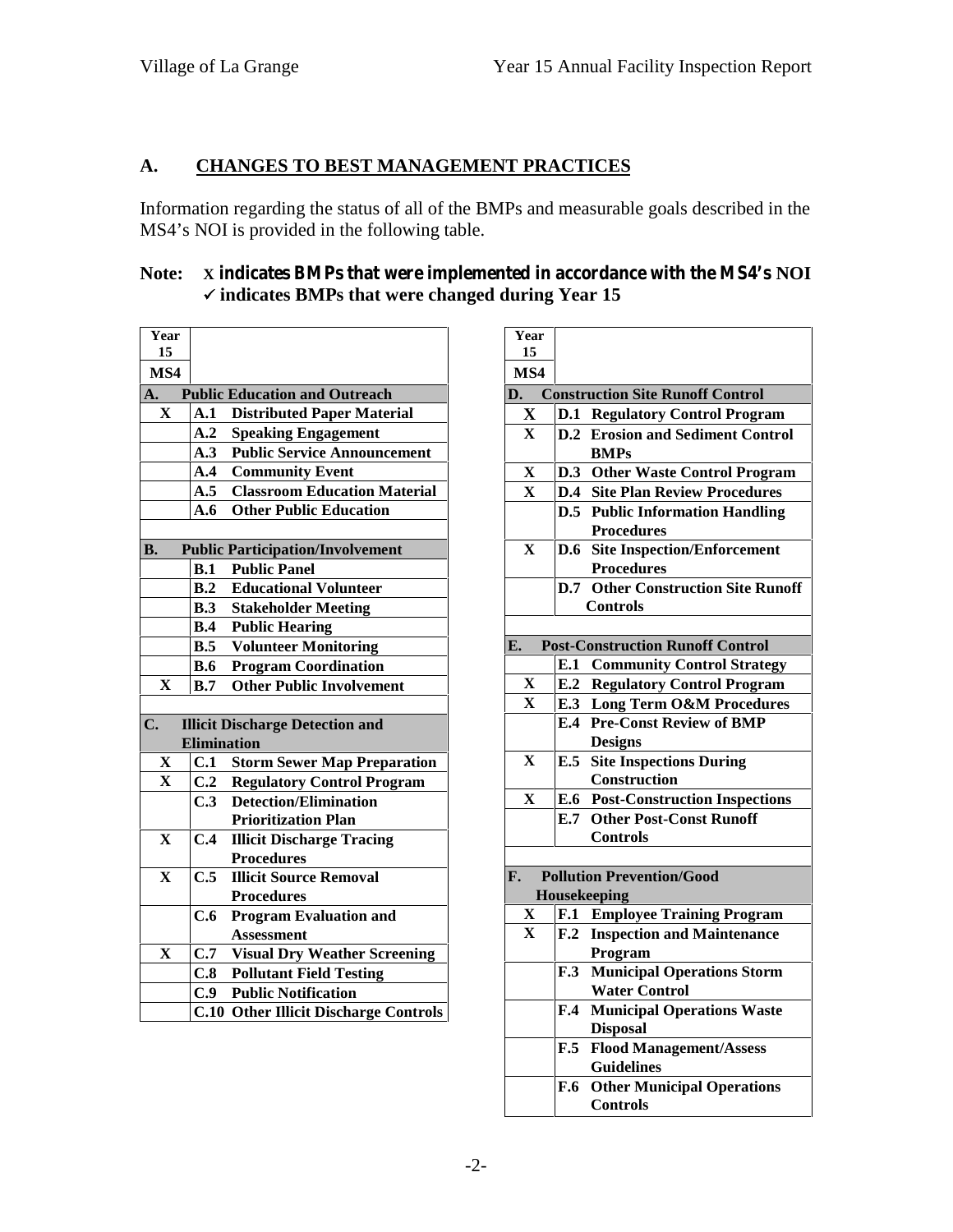## A. CHANGES TO BEST MANAGEMENT PRACTICES

Information regarding the status of all of the BMPs and measurable goals described in the MS4's NOI is provided in the following table.

**Note:** **X indicates BMPs that were implemented in accordance with the MS4's NOI**
**✓ indicates BMPs that were changed during Year 15**

| Year 15 MS4 | |
|---|---|
| **A.** | **Public Education and Outreach** |
| X | **A.1 Distributed Paper Material** |
| | **A.2 Speaking Engagement** |
| | **A.3 Public Service Announcement** |
| | **A.4 Community Event** |
| | **A.5 Classroom Education Material** |
| | **A.6 Other Public Education** |
| | |
| **B.** | **Public Participation/Involvement** |
| | **B.1 Public Panel** |
| | **B.2 Educational Volunteer** |
| | **B.3 Stakeholder Meeting** |
| | **B.4 Public Hearing** |
| | **B.5 Volunteer Monitoring** |
| | **B.6 Program Coordination** |
| X | **B.7 Other Public Involvement** |
| | |
| **C.** | **Illicit Discharge Detection and Elimination** |
| X | **C.1 Storm Sewer Map Preparation** |
| X | **C.2 Regulatory Control Program** |
| | **C.3 Detection/Elimination Prioritization Plan** |
| X | **C.4 Illicit Discharge Tracing Procedures** |
| X | **C.5 Illicit Source Removal Procedures** |
| | **C.6 Program Evaluation and Assessment** |
| X | **C.7 Visual Dry Weather Screening** |
| | **C.8 Pollutant Field Testing** |
| | **C.9 Public Notification** |
| | **C.10 Other Illicit Discharge Controls** |

| Year 15 MS4 | |
|---|---|
| **D.** | **Construction Site Runoff Control** |
| X | **D.1 Regulatory Control Program** |
| X | **D.2 Erosion and Sediment Control BMPs** |
| X | **D.3 Other Waste Control Program** |
| X | **D.4 Site Plan Review Procedures** |
| | **D.5 Public Information Handling Procedures** |
| X | **D.6 Site Inspection/Enforcement Procedures** |
| | **D.7 Other Construction Site Runoff Controls** |
| | |
| **E.** | **Post-Construction Runoff Control** |
| | **E.1 Community Control Strategy** |
| X | **E.2 Regulatory Control Program** |
| X | **E.3 Long Term O&M Procedures** |
| | **E.4 Pre-Const Review of BMP Designs** |
| X | **E.5 Site Inspections During Construction** |
| X | **E.6 Post-Construction Inspections** |
| | **E.7 Other Post-Const Runoff Controls** |
| | |
| **F.** | **Pollution Prevention/Good Housekeeping** |
| X | **F.1 Employee Training Program** |
| X | **F.2 Inspection and Maintenance Program** |
| | **F.3 Municipal Operations Storm Water Control** |
| | **F.4 Municipal Operations Waste Disposal** |
| | **F.5 Flood Management/Assess Guidelines** |
| | **F.6 Other Municipal Operations Controls** |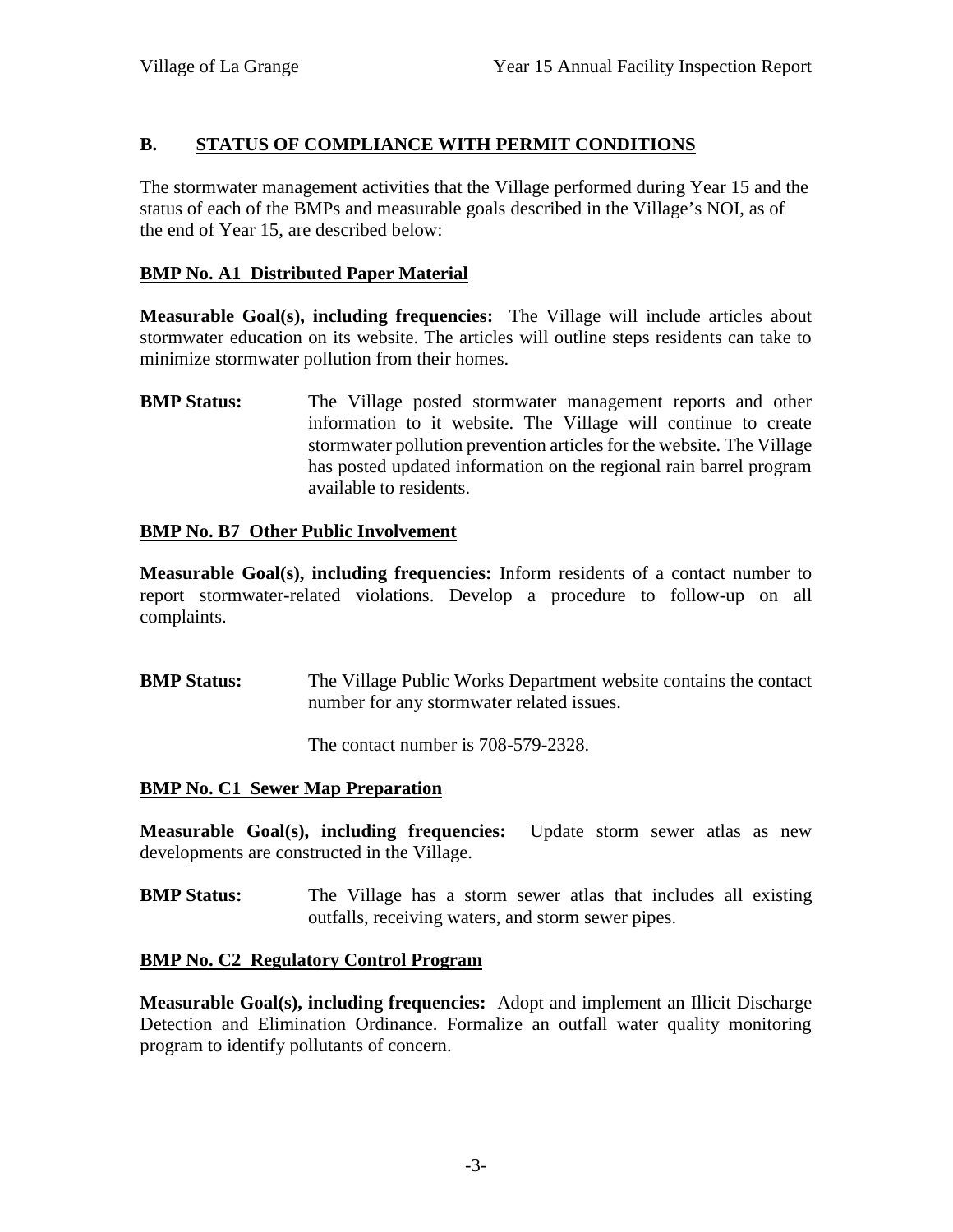## B. STATUS OF COMPLIANCE WITH PERMIT CONDITIONS

The stormwater management activities that the Village performed during Year 15 and the status of each of the BMPs and measurable goals described in the Village's NOI, as of the end of Year 15, are described below:

### BMP No. A1 Distributed Paper Material

**Measurable Goal(s), including frequencies:** The Village will include articles about stormwater education on its website. The articles will outline steps residents can take to minimize stormwater pollution from their homes.

**BMP Status:** The Village posted stormwater management reports and other information to it website. The Village will continue to create stormwater pollution prevention articles for the website. The Village has posted updated information on the regional rain barrel program available to residents.

### BMP No. B7 Other Public Involvement

**Measurable Goal(s), including frequencies:** Inform residents of a contact number to report stormwater-related violations. Develop a procedure to follow-up on all complaints.

**BMP Status:** The Village Public Works Department website contains the contact number for any stormwater related issues.

The contact number is 708-579-2328.

### BMP No. C1 Sewer Map Preparation

**Measurable Goal(s), including frequencies:** Update storm sewer atlas as new developments are constructed in the Village.

**BMP Status:** The Village has a storm sewer atlas that includes all existing outfalls, receiving waters, and storm sewer pipes.

### BMP No. C2 Regulatory Control Program

**Measurable Goal(s), including frequencies:** Adopt and implement an Illicit Discharge Detection and Elimination Ordinance. Formalize an outfall water quality monitoring program to identify pollutants of concern.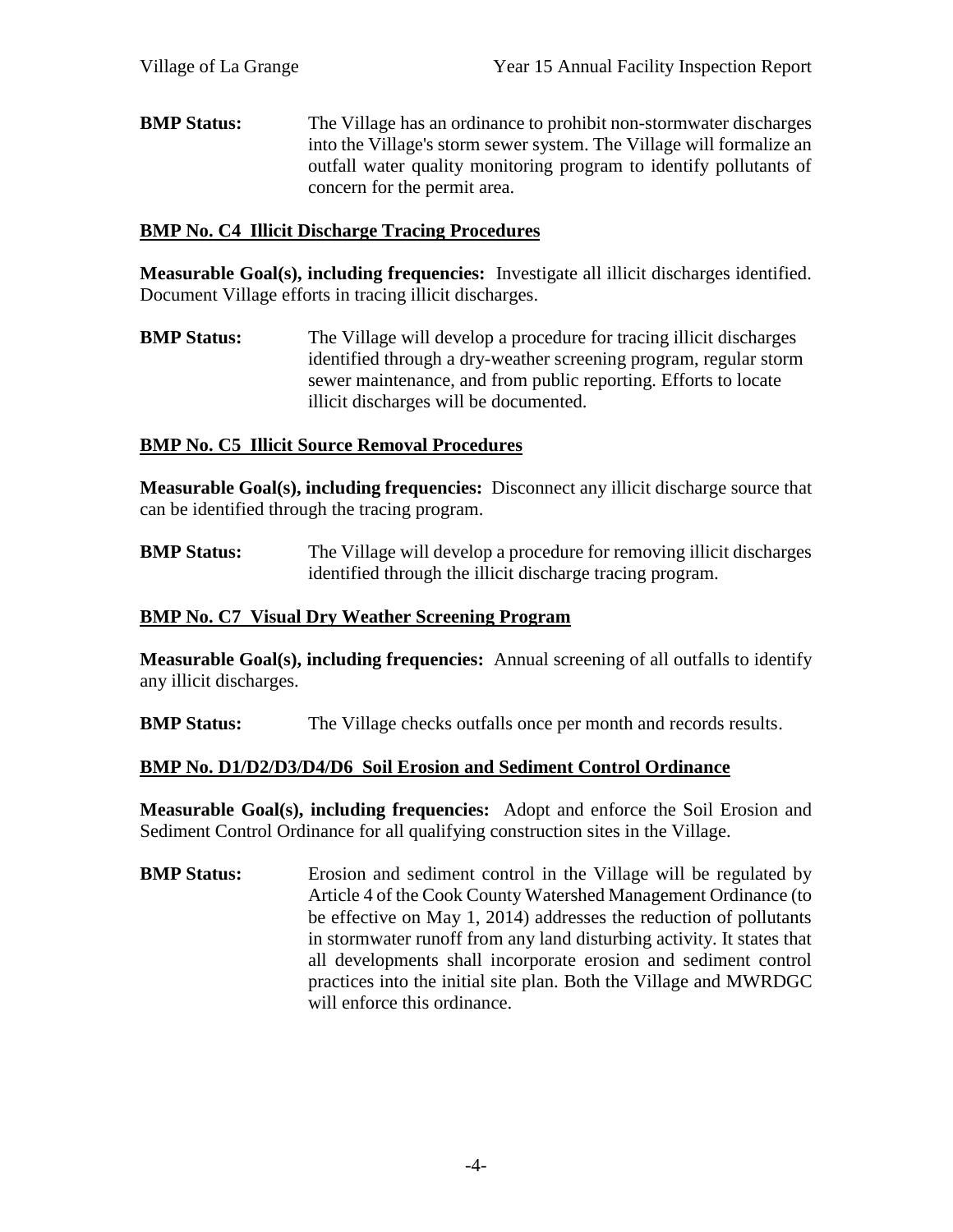**BMP Status:** The Village has an ordinance to prohibit non-stormwater discharges into the Village's storm sewer system. The Village will formalize an outfall water quality monitoring program to identify pollutants of concern for the permit area.

**BMP No. C4 Illicit Discharge Tracing Procedures**

**Measurable Goal(s), including frequencies:** Investigate all illicit discharges identified. Document Village efforts in tracing illicit discharges.

**BMP Status:** The Village will develop a procedure for tracing illicit discharges identified through a dry-weather screening program, regular storm sewer maintenance, and from public reporting. Efforts to locate illicit discharges will be documented.

**BMP No. C5 Illicit Source Removal Procedures**

**Measurable Goal(s), including frequencies:** Disconnect any illicit discharge source that can be identified through the tracing program.

**BMP Status:** The Village will develop a procedure for removing illicit discharges identified through the illicit discharge tracing program.

**BMP No. C7 Visual Dry Weather Screening Program**

**Measurable Goal(s), including frequencies:** Annual screening of all outfalls to identify any illicit discharges.

**BMP Status:** The Village checks outfalls once per month and records results.

**BMP No. D1/D2/D3/D4/D6 Soil Erosion and Sediment Control Ordinance**

**Measurable Goal(s), including frequencies:** Adopt and enforce the Soil Erosion and Sediment Control Ordinance for all qualifying construction sites in the Village.

**BMP Status:** Erosion and sediment control in the Village will be regulated by Article 4 of the Cook County Watershed Management Ordinance (to be effective on May 1, 2014) addresses the reduction of pollutants in stormwater runoff from any land disturbing activity. It states that all developments shall incorporate erosion and sediment control practices into the initial site plan. Both the Village and MWRDGC will enforce this ordinance.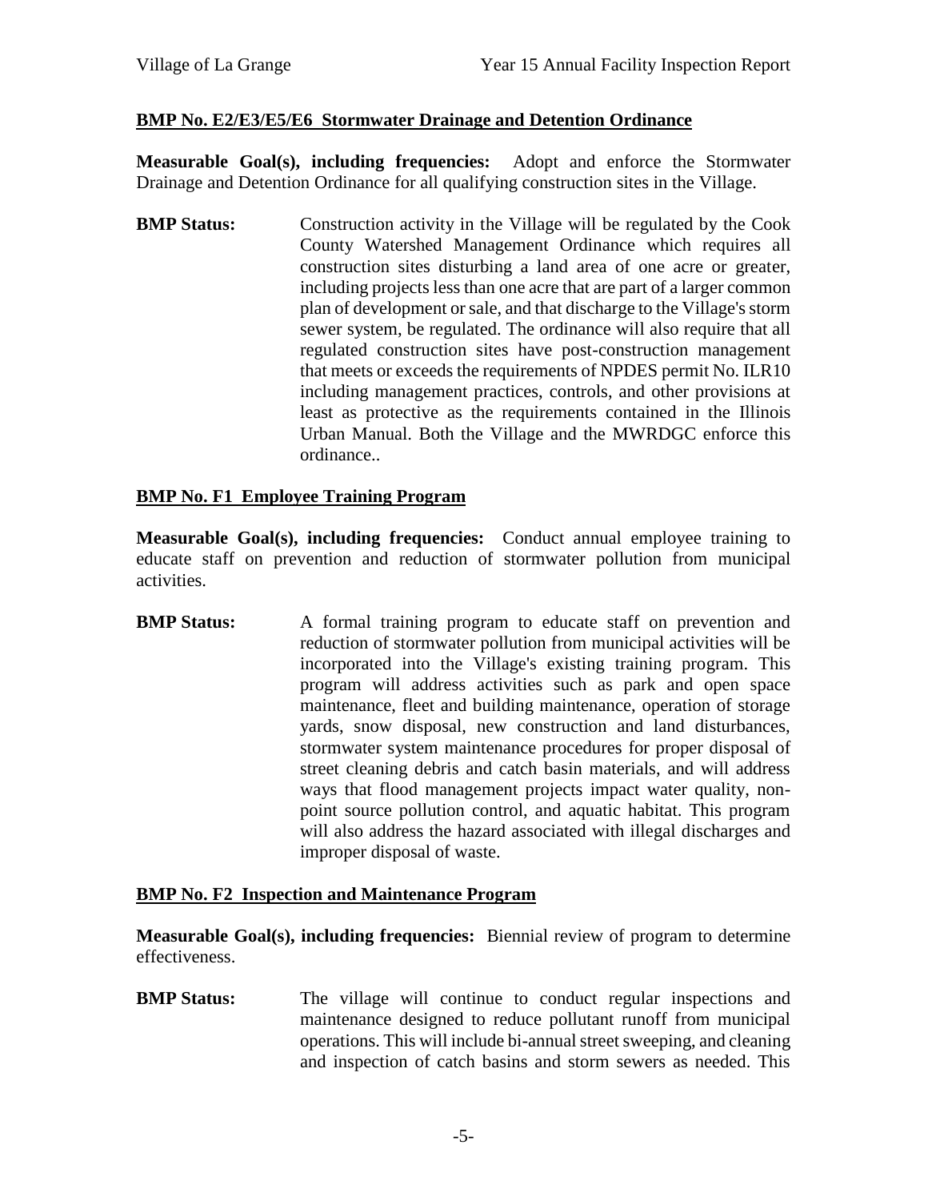**BMP No. E2/E3/E5/E6 Stormwater Drainage and Detention Ordinance**

**Measurable Goal(s), including frequencies:** Adopt and enforce the Stormwater Drainage and Detention Ordinance for all qualifying construction sites in the Village.

**BMP Status:** Construction activity in the Village will be regulated by the Cook County Watershed Management Ordinance which requires all construction sites disturbing a land area of one acre or greater, including projects less than one acre that are part of a larger common plan of development or sale, and that discharge to the Village's storm sewer system, be regulated. The ordinance will also require that all regulated construction sites have post-construction management that meets or exceeds the requirements of NPDES permit No. ILR10 including management practices, controls, and other provisions at least as protective as the requirements contained in the Illinois Urban Manual. Both the Village and the MWRDGC enforce this ordinance..

**BMP No. F1 Employee Training Program**

**Measurable Goal(s), including frequencies:** Conduct annual employee training to educate staff on prevention and reduction of stormwater pollution from municipal activities.

**BMP Status:** A formal training program to educate staff on prevention and reduction of stormwater pollution from municipal activities will be incorporated into the Village's existing training program. This program will address activities such as park and open space maintenance, fleet and building maintenance, operation of storage yards, snow disposal, new construction and land disturbances, stormwater system maintenance procedures for proper disposal of street cleaning debris and catch basin materials, and will address ways that flood management projects impact water quality, non-point source pollution control, and aquatic habitat. This program will also address the hazard associated with illegal discharges and improper disposal of waste.

**BMP No. F2 Inspection and Maintenance Program**

**Measurable Goal(s), including frequencies:** Biennial review of program to determine effectiveness.

**BMP Status:** The village will continue to conduct regular inspections and maintenance designed to reduce pollutant runoff from municipal operations. This will include bi-annual street sweeping, and cleaning and inspection of catch basins and storm sewers as needed. This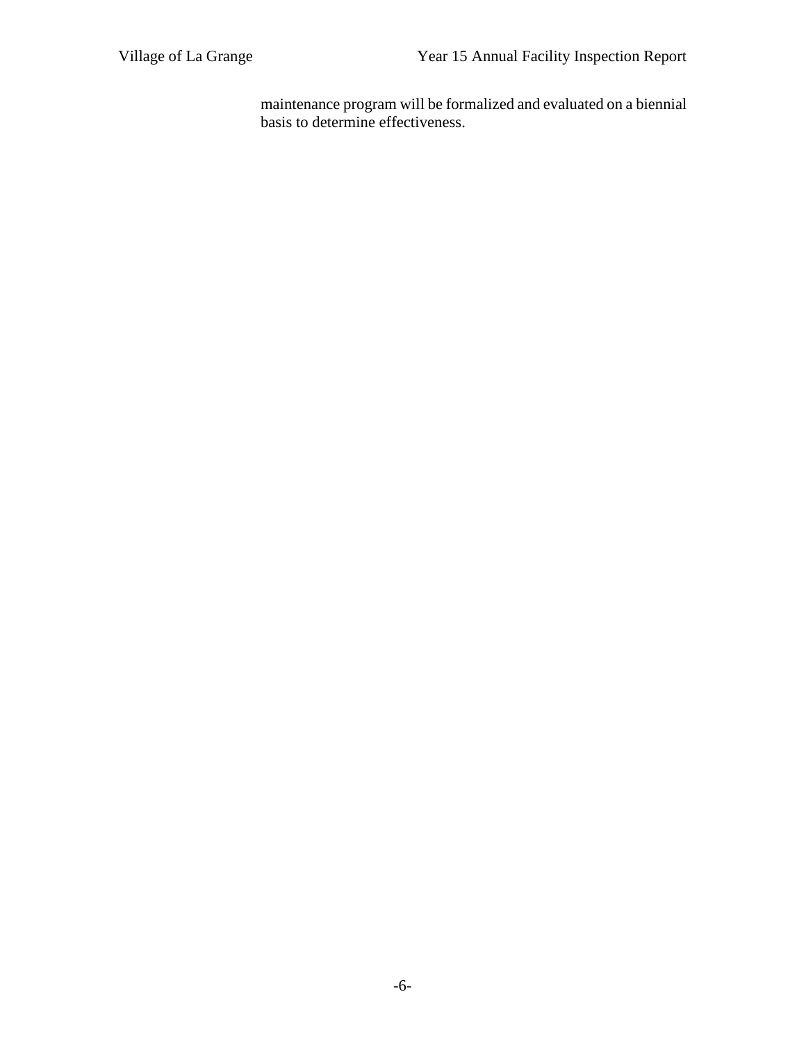maintenance program will be formalized and evaluated on a biennial basis to determine effectiveness.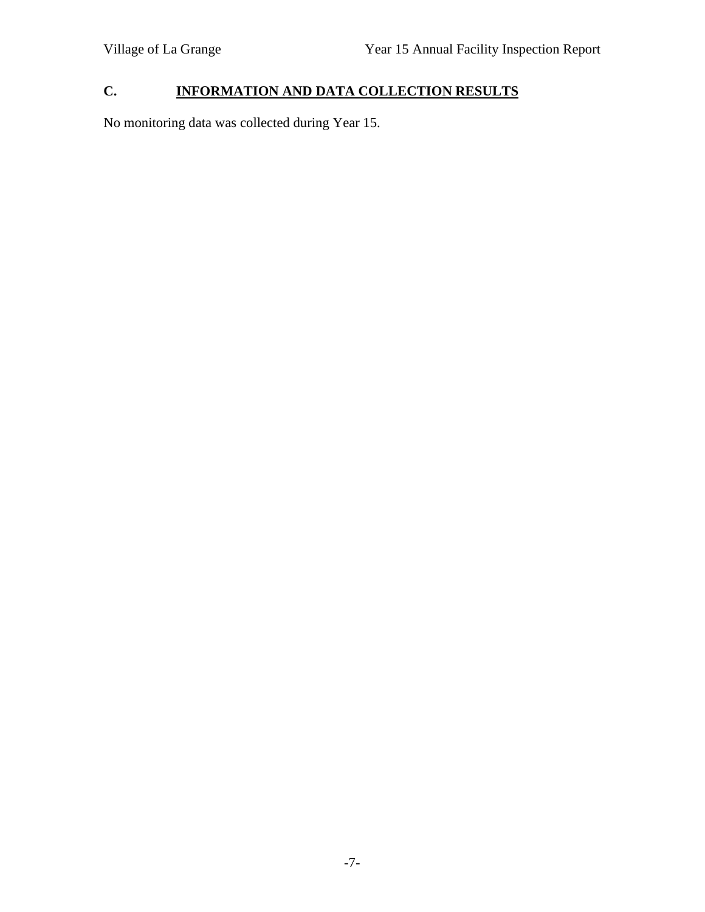## C. INFORMATION AND DATA COLLECTION RESULTS

No monitoring data was collected during Year 15.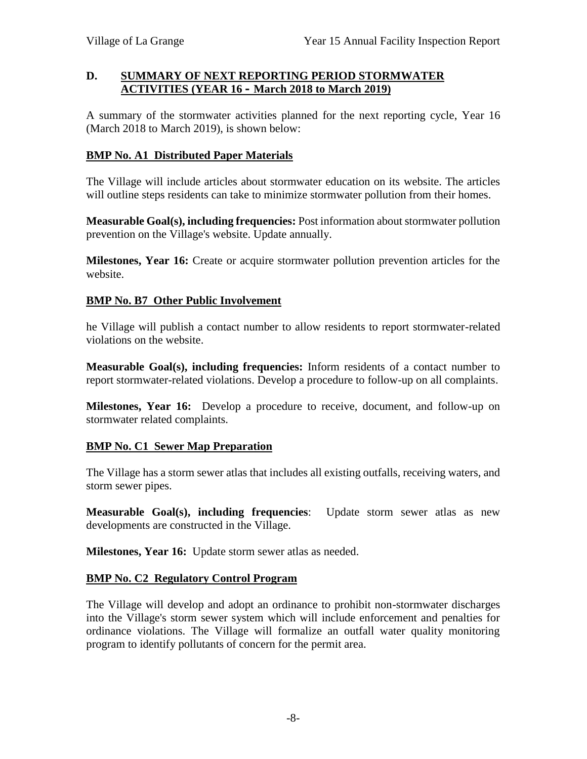## D. SUMMARY OF NEXT REPORTING PERIOD STORMWATER ACTIVITIES (YEAR 16 - March 2018 to March 2019)

A summary of the stormwater activities planned for the next reporting cycle, Year 16 (March 2018 to March 2019), is shown below:

### BMP No. A1 Distributed Paper Materials

The Village will include articles about stormwater education on its website. The articles will outline steps residents can take to minimize stormwater pollution from their homes.

**Measurable Goal(s), including frequencies:** Post information about stormwater pollution prevention on the Village's website. Update annually.

**Milestones, Year 16:** Create or acquire stormwater pollution prevention articles for the website.

### BMP No. B7 Other Public Involvement

he Village will publish a contact number to allow residents to report stormwater-related violations on the website.

**Measurable Goal(s), including frequencies:** Inform residents of a contact number to report stormwater-related violations. Develop a procedure to follow-up on all complaints.

**Milestones, Year 16:** Develop a procedure to receive, document, and follow-up on stormwater related complaints.

### BMP No. C1 Sewer Map Preparation

The Village has a storm sewer atlas that includes all existing outfalls, receiving waters, and storm sewer pipes.

**Measurable Goal(s), including frequencies**: Update storm sewer atlas as new developments are constructed in the Village.

**Milestones, Year 16:** Update storm sewer atlas as needed.

### BMP No. C2 Regulatory Control Program

The Village will develop and adopt an ordinance to prohibit non-stormwater discharges into the Village's storm sewer system which will include enforcement and penalties for ordinance violations. The Village will formalize an outfall water quality monitoring program to identify pollutants of concern for the permit area.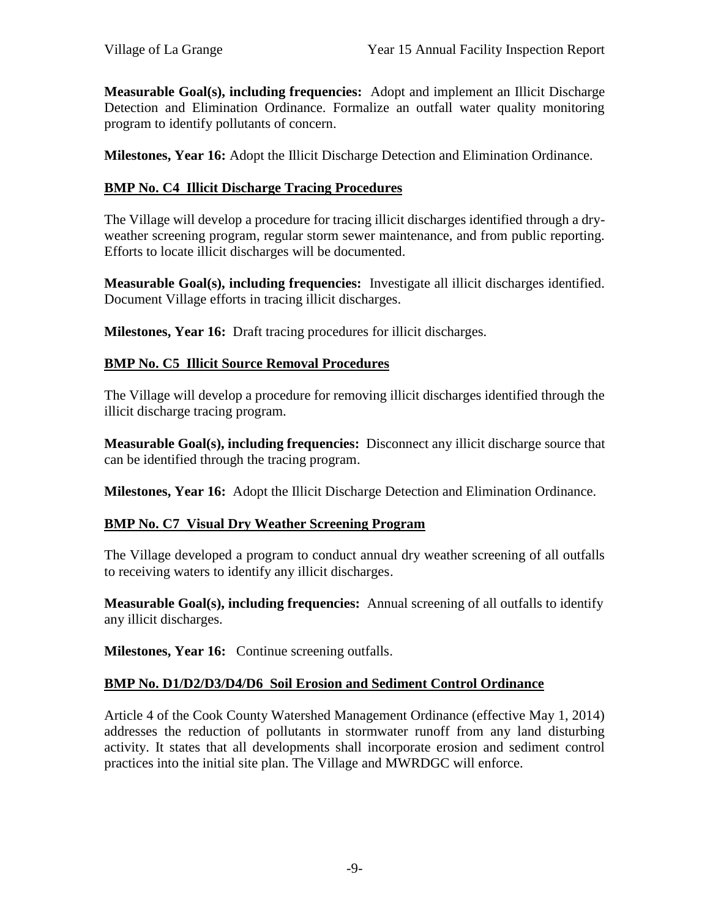**Measurable Goal(s), including frequencies:** Adopt and implement an Illicit Discharge Detection and Elimination Ordinance. Formalize an outfall water quality monitoring program to identify pollutants of concern.

**Milestones, Year 16:** Adopt the Illicit Discharge Detection and Elimination Ordinance.

## **BMP No. C4 Illicit Discharge Tracing Procedures**

The Village will develop a procedure for tracing illicit discharges identified through a dry-weather screening program, regular storm sewer maintenance, and from public reporting. Efforts to locate illicit discharges will be documented.

**Measurable Goal(s), including frequencies:** Investigate all illicit discharges identified. Document Village efforts in tracing illicit discharges.

**Milestones, Year 16:** Draft tracing procedures for illicit discharges.

## **BMP No. C5 Illicit Source Removal Procedures**

The Village will develop a procedure for removing illicit discharges identified through the illicit discharge tracing program.

**Measurable Goal(s), including frequencies:** Disconnect any illicit discharge source that can be identified through the tracing program.

**Milestones, Year 16:** Adopt the Illicit Discharge Detection and Elimination Ordinance.

## **BMP No. C7 Visual Dry Weather Screening Program**

The Village developed a program to conduct annual dry weather screening of all outfalls to receiving waters to identify any illicit discharges.

**Measurable Goal(s), including frequencies:** Annual screening of all outfalls to identify any illicit discharges.

**Milestones, Year 16:** Continue screening outfalls.

## **BMP No. D1/D2/D3/D4/D6 Soil Erosion and Sediment Control Ordinance**

Article 4 of the Cook County Watershed Management Ordinance (effective May 1, 2014) addresses the reduction of pollutants in stormwater runoff from any land disturbing activity. It states that all developments shall incorporate erosion and sediment control practices into the initial site plan. The Village and MWRDGC will enforce.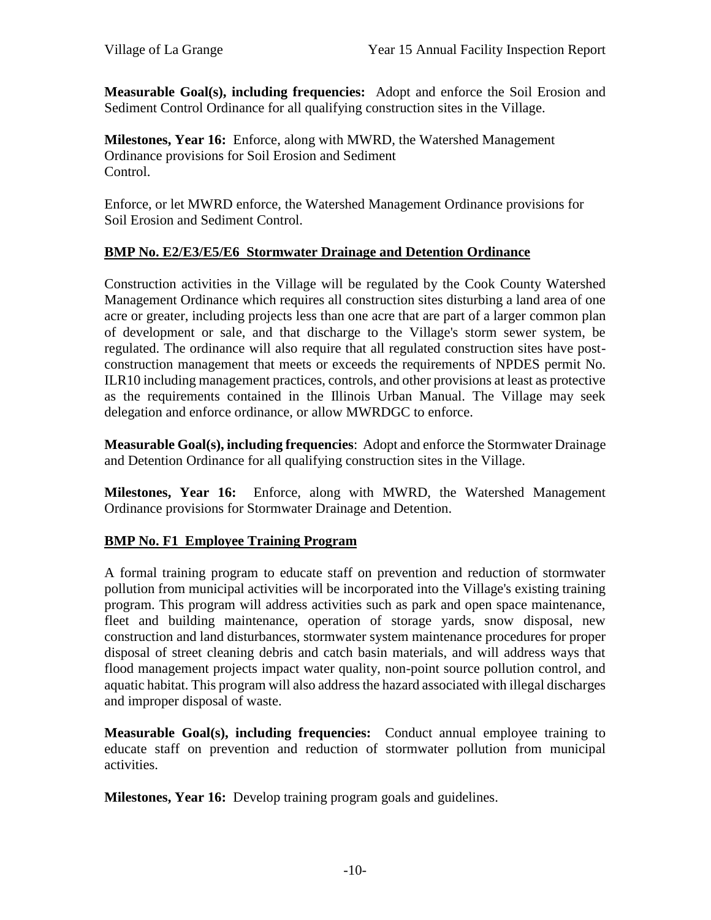**Measurable Goal(s), including frequencies:** Adopt and enforce the Soil Erosion and Sediment Control Ordinance for all qualifying construction sites in the Village.

**Milestones, Year 16:** Enforce, along with MWRD, the Watershed Management Ordinance provisions for Soil Erosion and Sediment Control.

Enforce, or let MWRD enforce, the Watershed Management Ordinance provisions for Soil Erosion and Sediment Control.

## BMP No. E2/E3/E5/E6 Stormwater Drainage and Detention Ordinance

Construction activities in the Village will be regulated by the Cook County Watershed Management Ordinance which requires all construction sites disturbing a land area of one acre or greater, including projects less than one acre that are part of a larger common plan of development or sale, and that discharge to the Village's storm sewer system, be regulated. The ordinance will also require that all regulated construction sites have post-construction management that meets or exceeds the requirements of NPDES permit No. ILR10 including management practices, controls, and other provisions at least as protective as the requirements contained in the Illinois Urban Manual. The Village may seek delegation and enforce ordinance, or allow MWRDGC to enforce.

**Measurable Goal(s), including frequencies**: Adopt and enforce the Stormwater Drainage and Detention Ordinance for all qualifying construction sites in the Village.

**Milestones, Year 16:** Enforce, along with MWRD, the Watershed Management Ordinance provisions for Stormwater Drainage and Detention.

## BMP No. F1 Employee Training Program

A formal training program to educate staff on prevention and reduction of stormwater pollution from municipal activities will be incorporated into the Village's existing training program. This program will address activities such as park and open space maintenance, fleet and building maintenance, operation of storage yards, snow disposal, new construction and land disturbances, stormwater system maintenance procedures for proper disposal of street cleaning debris and catch basin materials, and will address ways that flood management projects impact water quality, non-point source pollution control, and aquatic habitat. This program will also address the hazard associated with illegal discharges and improper disposal of waste.

**Measurable Goal(s), including frequencies:** Conduct annual employee training to educate staff on prevention and reduction of stormwater pollution from municipal activities.

**Milestones, Year 16:** Develop training program goals and guidelines.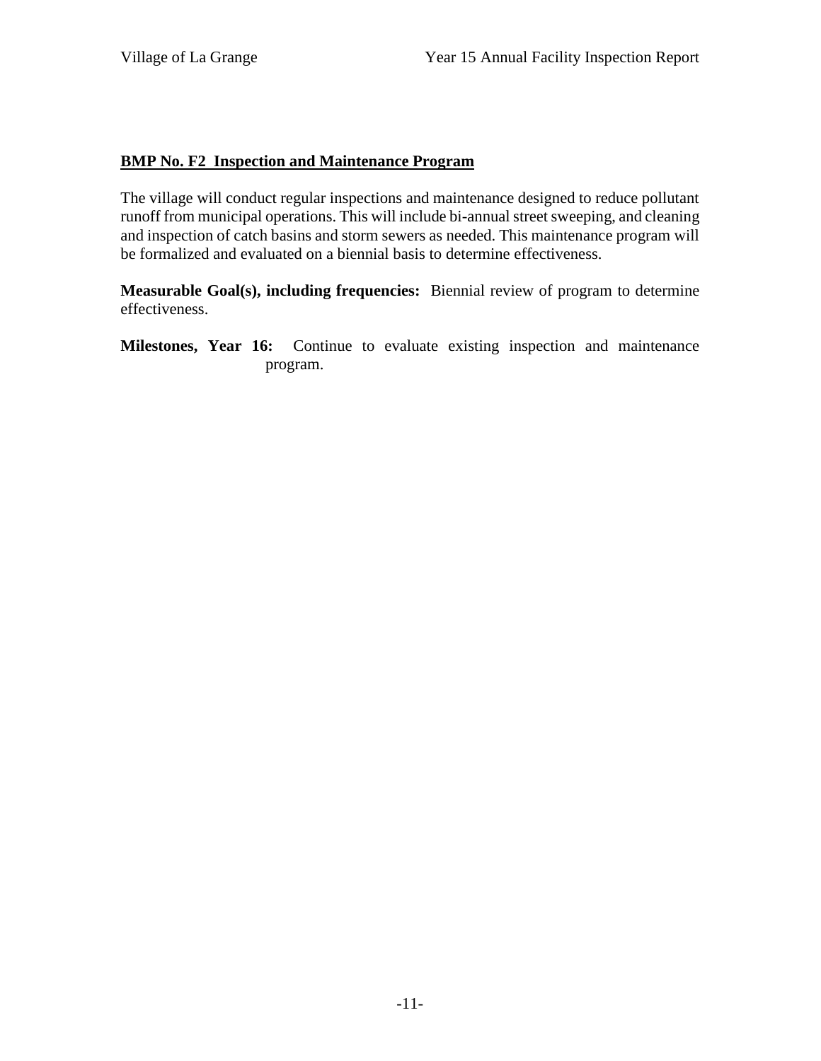**BMP No. F2 Inspection and Maintenance Program**

The village will conduct regular inspections and maintenance designed to reduce pollutant runoff from municipal operations. This will include bi-annual street sweeping, and cleaning and inspection of catch basins and storm sewers as needed. This maintenance program will be formalized and evaluated on a biennial basis to determine effectiveness.

**Measurable Goal(s), including frequencies:** Biennial review of program to determine effectiveness.

**Milestones, Year 16:** Continue to evaluate existing inspection and maintenance program.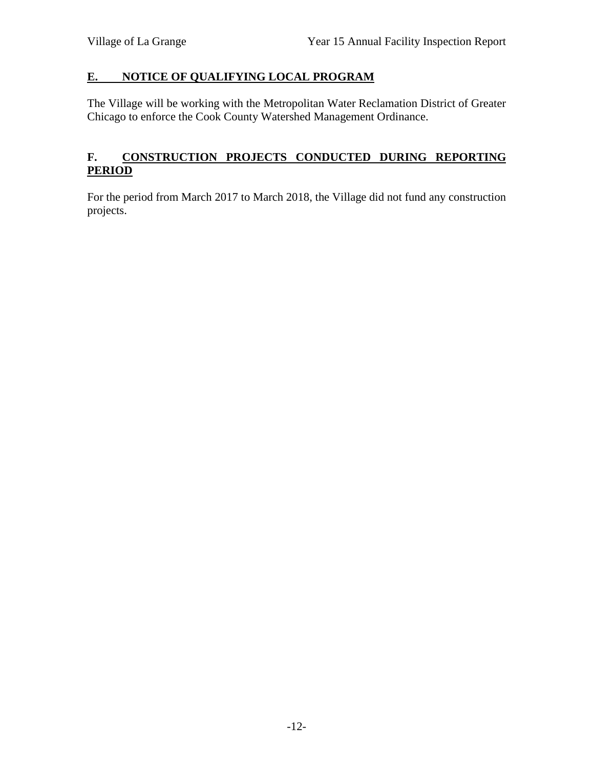## E. NOTICE OF QUALIFYING LOCAL PROGRAM

The Village will be working with the Metropolitan Water Reclamation District of Greater Chicago to enforce the Cook County Watershed Management Ordinance.

## F. CONSTRUCTION PROJECTS CONDUCTED DURING REPORTING PERIOD

For the period from March 2017 to March 2018, the Village did not fund any construction projects.